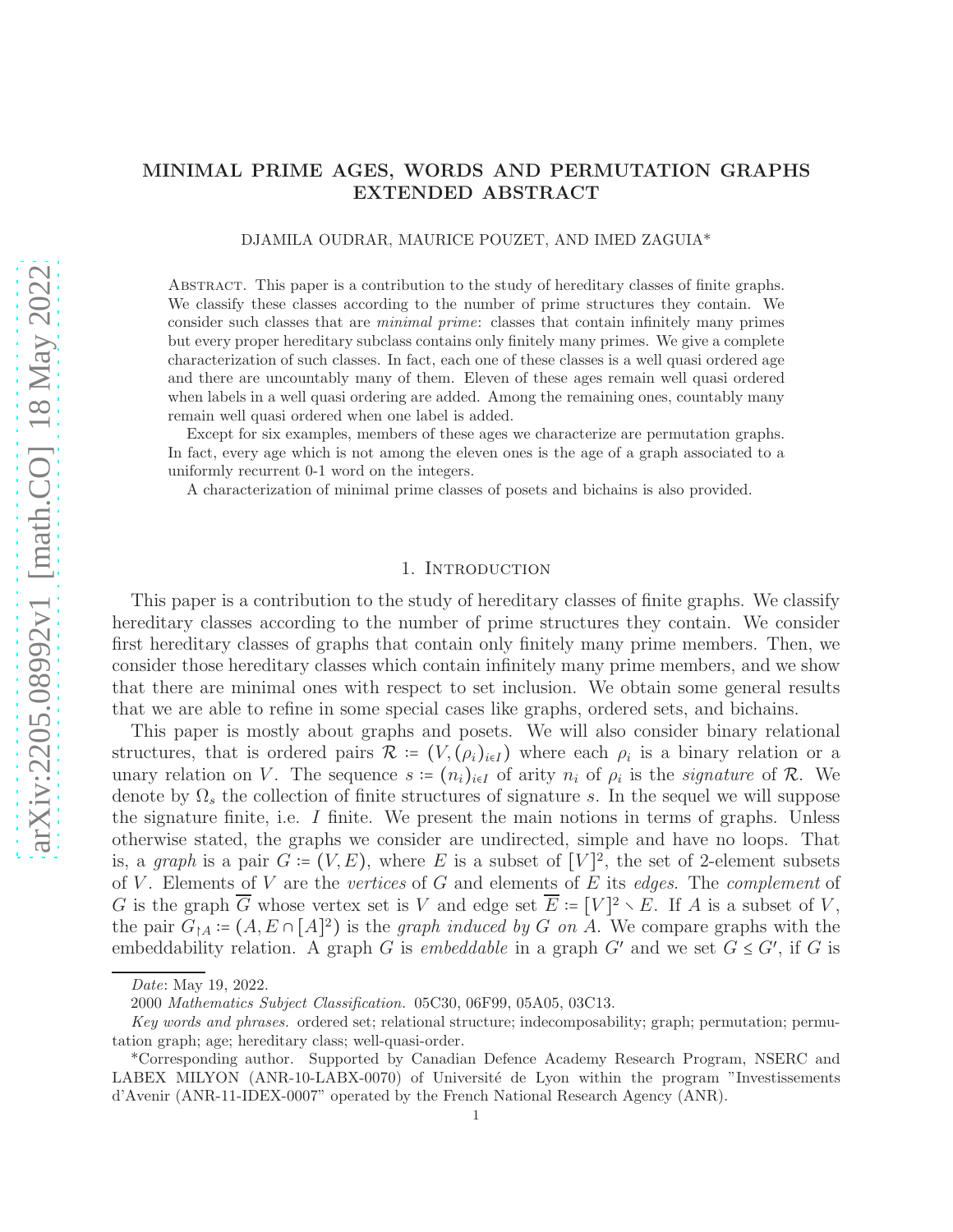# MINIMAL PRIME AGES, WORDS AND PERMUTATION GRAPHS EXTENDED ABSTRACT

DJAMILA OUDRAR, MAURICE POUZET, AND IMED ZAGUIA*

Abstract. This paper is a contribution to the study of hereditary classes of finite graphs. We classify these classes according to the number of prime structures they contain. We consider such classes that are *minimal prime*: classes that contain infinitely many primes but every proper hereditary subclass contains only finitely many primes. We give a complete characterization of such classes. In fact, each one of these classes is a well quasi ordered age and there are uncountably many of them. Eleven of these ages remain well quasi ordered when labels in a well quasi ordering are added. Among the remaining ones, countably many remain well quasi ordered when one label is added.

Except for six examples, members of these ages we characterize are permutation graphs. In fact, every age which is not among the eleven ones is the age of a graph associated to a uniformly recurrent 0-1 word on the integers.

A characterization of minimal prime classes of posets and bichains is also provided.

## 1. Introduction

This paper is a contribution to the study of hereditary classes of finite graphs. We classify hereditary classes according to the number of prime structures they contain. We consider first hereditary classes of graphs that contain only finitely many prime members. Then, we consider those hereditary classes which contain infinitely many prime members, and we show that there are minimal ones with respect to set inclusion. We obtain some general results that we are able to refine in some special cases like graphs, ordered sets, and bichains.

This paper is mostly about graphs and posets. We will also consider binary relational structures, that is ordered pairs $\mathcal{R} := (V, (\rho_i)_{i\in I})$ where each $\rho_i$ is a binary relation or a unary relation on $V$. The sequence $s := (n_i)_{i\in I}$ of arity $n_i$ of $\rho_i$ is the *signature* of $\mathcal{R}$. We denote by $\Omega_s$ the collection of finite structures of signature $s$. In the sequel we will suppose the signature finite, i.e. $I$ finite. We present the main notions in terms of graphs. Unless otherwise stated, the graphs we consider are undirected, simple and have no loops. That is, a *graph* is a pair $G := (V, E)$, where $E$ is a subset of $[V]^2$, the set of 2-element subsets of $V$. Elements of $V$ are the *vertices* of $G$ and elements of $E$ its *edges*. The *complement* of $G$ is the graph $\overline{G}$ whose vertex set is $V$ and edge set $\overline{E} := [V]^2 \setminus E$. If $A$ is a subset of $V$, the pair $G_{\restriction A} := (A, E \cap [A]^2)$ is the *graph induced by $G$ on $A$*. We compare graphs with the embeddability relation. A graph $G$ is *embeddable* in a graph $G'$ and we set $G \leq G'$, if $G$ is

---

*Date*: May 19, 2022.

2000 *Mathematics Subject Classification.* 05C30, 06F99, 05A05, 03C13.

*Key words and phrases.* ordered set; relational structure; indecomposability; graph; permutation; permutation graph; age; hereditary class; well-quasi-order.

*Corresponding author. Supported by Canadian Defence Academy Research Program, NSERC and LABEX MILYON (ANR-10-LABX-0070) of Université de Lyon within the program "Investissements d'Avenir (ANR-11-IDEX-0007" operated by the French National Research Agency (ANR).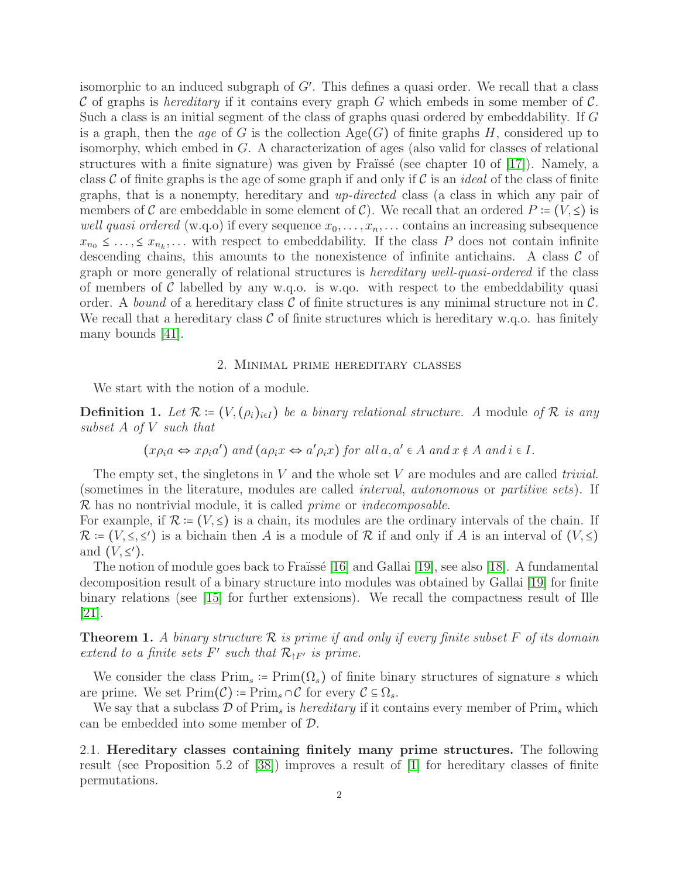isomorphic to an induced subgraph of $G'$. This defines a quasi order. We recall that a class $\mathcal{C}$ of graphs is *hereditary* if it contains every graph $G$ which embeds in some member of $\mathcal{C}$. Such a class is an initial segment of the class of graphs quasi ordered by embeddability. If $G$ is a graph, then the *age* of $G$ is the collection $\mathrm{Age}(G)$ of finite graphs $H$, considered up to isomorphy, which embed in $G$. A characterization of ages (also valid for classes of relational structures with a finite signature) was given by Fraïssé (see chapter 10 of [17]). Namely, a class $\mathcal{C}$ of finite graphs is the age of some graph if and only if $\mathcal{C}$ is an *ideal* of the class of finite graphs, that is a nonempty, hereditary and *up-directed* class (a class in which any pair of members of $\mathcal{C}$ are embeddable in some element of $\mathcal{C}$). We recall that an ordered $P := (V, \leq)$ is *well quasi ordered* (w.q.o) if every sequence $x_0, \dots, x_n, \dots$ contains an increasing subsequence $x_{n_0} \leq \dots, \leq x_{n_k}, \dots$ with respect to embeddability. If the class $P$ does not contain infinite descending chains, this amounts to the nonexistence of infinite antichains. A class $\mathcal{C}$ of graph or more generally of relational structures is *hereditary well-quasi-ordered* if the class of members of $\mathcal{C}$ labelled by any w.q.o. is w.qo. with respect to the embeddability quasi order. A *bound* of a hereditary class $\mathcal{C}$ of finite structures is any minimal structure not in $\mathcal{C}$. We recall that a hereditary class $\mathcal{C}$ of finite structures which is hereditary w.q.o. has finitely many bounds [41].

## 2. Minimal prime hereditary classes

We start with the notion of a module.

**Definition 1.** *Let $\mathcal{R} := (V, (\rho_i)_{i \in I})$ be a binary relational structure. A* module *of $\mathcal{R}$ is any subset $A$ of $V$ such that*

$$(x \rho_i a \Leftrightarrow x \rho_i a') \text{ and } (a \rho_i x \Leftrightarrow a' \rho_i x) \text{ for all } a, a' \in A \text{ and } x \notin A \text{ and } i \in I.$$

The empty set, the singletons in $V$ and the whole set $V$ are modules and are called *trivial*. (sometimes in the literature, modules are called *interval*, *autonomous* or *partitive sets*). If $\mathcal{R}$ has no nontrivial module, it is called *prime* or *indecomposable*.
For example, if $\mathcal{R} := (V, \leq)$ is a chain, its modules are the ordinary intervals of the chain. If $\mathcal{R} := (V, \leq, \leq')$ is a bichain then $A$ is a module of $\mathcal{R}$ if and only if $A$ is an interval of $(V, \leq)$ and $(V, \leq')$.

The notion of module goes back to Fraïssé [16] and Gallai [19], see also [18]. A fundamental decomposition result of a binary structure into modules was obtained by Gallai [19] for finite binary relations (see [15] for further extensions). We recall the compactness result of Ille [21].

**Theorem 1.** *A binary structure $\mathcal{R}$ is prime if and only if every finite subset $F$ of its domain extend to a finite sets $F'$ such that $\mathcal{R}_{\restriction F'}$ is prime.*

We consider the class $\mathrm{Prim}_s := \mathrm{Prim}(\Omega_s)$ of finite binary structures of signature $s$ which are prime. We set $\mathrm{Prim}(\mathcal{C}) := \mathrm{Prim}_s \cap \mathcal{C}$ for every $\mathcal{C} \subseteq \Omega_s$.

We say that a subclass $\mathcal{D}$ of $\mathrm{Prim}_s$ is *hereditary* if it contains every member of $\mathrm{Prim}_s$ which can be embedded into some member of $\mathcal{D}$.

### 2.1. Hereditary classes containing finitely many prime structures.

The following result (see Proposition 5.2 of [38]) improves a result of [1] for hereditary classes of finite permutations.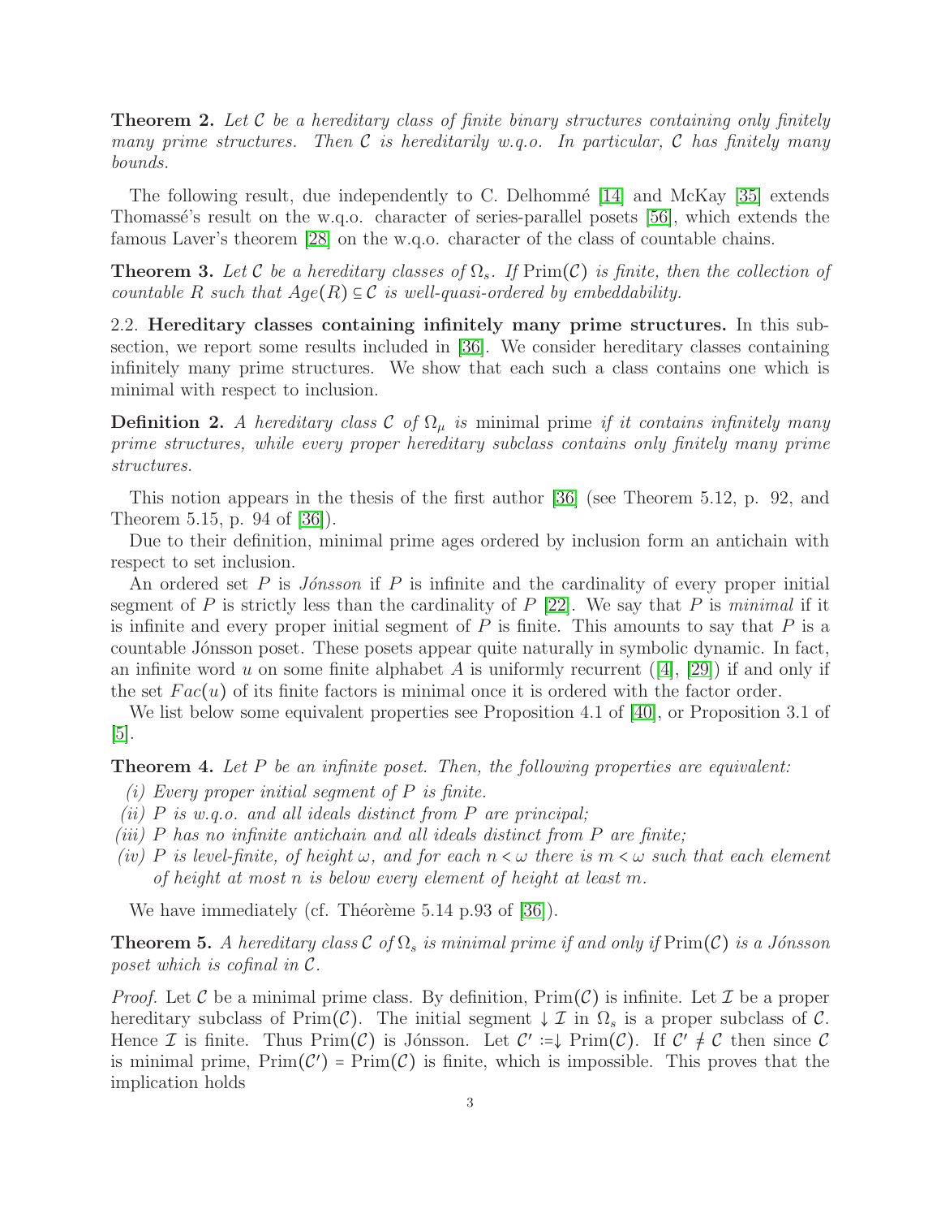**Theorem 2.** *Let $\mathcal{C}$ be a hereditary class of finite binary structures containing only finitely many prime structures. Then $\mathcal{C}$ is hereditarily w.q.o. In particular, $\mathcal{C}$ has finitely many bounds.*

The following result, due independently to C. Delhommé [14] and McKay [35] extends Thomassé's result on the w.q.o. character of series-parallel posets [56], which extends the famous Laver's theorem [28] on the w.q.o. character of the class of countable chains.

**Theorem 3.** *Let $\mathcal{C}$ be a hereditary classes of $\Omega_s$. If $\mathrm{Prim}(\mathcal{C})$ is finite, then the collection of countable $R$ such that $Age(R) \subseteq \mathcal{C}$ is well-quasi-ordered by embeddability.*

2.2. **Hereditary classes containing infinitely many prime structures.** In this subsection, we report some results included in [36]. We consider hereditary classes containing infinitely many prime structures. We show that each such a class contains one which is minimal with respect to inclusion.

**Definition 2.** *A hereditary class $\mathcal{C}$ of $\Omega_\mu$ is* minimal prime *if it contains infinitely many prime structures, while every proper hereditary subclass contains only finitely many prime structures.*

This notion appears in the thesis of the first author [36] (see Theorem 5.12, p. 92, and Theorem 5.15, p. 94 of [36]).

Due to their definition, minimal prime ages ordered by inclusion form an antichain with respect to set inclusion.

An ordered set $P$ is *Jónsson* if $P$ is infinite and the cardinality of every proper initial segment of $P$ is strictly less than the cardinality of $P$ [22]. We say that $P$ is *minimal* if it is infinite and every proper initial segment of $P$ is finite. This amounts to say that $P$ is a countable Jónsson poset. These posets appear quite naturally in symbolic dynamic. In fact, an infinite word $u$ on some finite alphabet $A$ is uniformly recurrent ([4], [29]) if and only if the set $Fac(u)$ of its finite factors is minimal once it is ordered with the factor order.

We list below some equivalent properties see Proposition 4.1 of [40], or Proposition 3.1 of [5].

**Theorem 4.** *Let $P$ be an infinite poset. Then, the following properties are equivalent:*

*(i) Every proper initial segment of $P$ is finite.*
*(ii) $P$ is w.q.o. and all ideals distinct from $P$ are principal;*
*(iii) $P$ has no infinite antichain and all ideals distinct from $P$ are finite;*
*(iv) $P$ is level-finite, of height $\omega$, and for each $n < \omega$ there is $m < \omega$ such that each element of height at most $n$ is below every element of height at least $m$.*

We have immediately (cf. Théorème 5.14 p.93 of [36]).

**Theorem 5.** *A hereditary class $\mathcal{C}$ of $\Omega_s$ is minimal prime if and only if $\mathrm{Prim}(\mathcal{C})$ is a Jónsson poset which is cofinal in $\mathcal{C}$.*

*Proof.* Let $\mathcal{C}$ be a minimal prime class. By definition, $\mathrm{Prim}(\mathcal{C})$ is infinite. Let $\mathcal{I}$ be a proper hereditary subclass of $\mathrm{Prim}(\mathcal{C})$. The initial segment $\downarrow \mathcal{I}$ in $\Omega_s$ is a proper subclass of $\mathcal{C}$. Hence $\mathcal{I}$ is finite. Thus $\mathrm{Prim}(\mathcal{C})$ is Jónsson. Let $\mathcal{C}' :=\downarrow \mathrm{Prim}(\mathcal{C})$. If $\mathcal{C}' \neq \mathcal{C}$ then since $\mathcal{C}$ is minimal prime, $\mathrm{Prim}(\mathcal{C}') = \mathrm{Prim}(\mathcal{C})$ is finite, which is impossible. This proves that the implication holds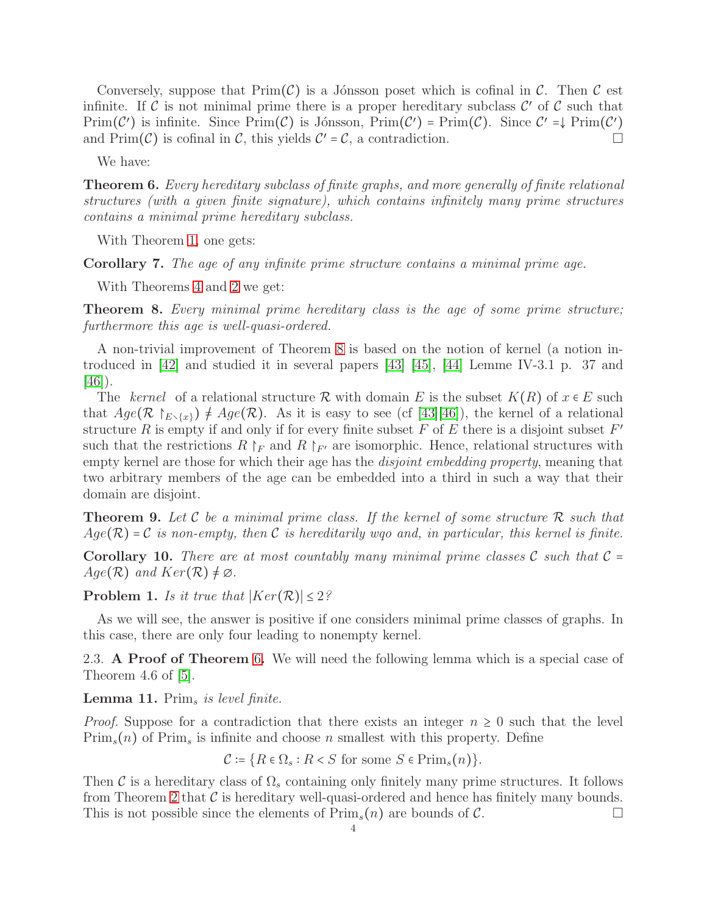Conversely, suppose that $\mathrm{Prim}(\mathcal{C})$ is a Jónsson poset which is cofinal in $\mathcal{C}$. Then $\mathcal{C}$ est infinite. If $\mathcal{C}$ is not minimal prime there is a proper hereditary subclass $\mathcal{C}'$ of $\mathcal{C}$ such that $\mathrm{Prim}(\mathcal{C}')$ is infinite. Since $\mathrm{Prim}(\mathcal{C})$ is Jónsson, $\mathrm{Prim}(\mathcal{C}') = \mathrm{Prim}(\mathcal{C})$. Since $\mathcal{C}' =\downarrow \mathrm{Prim}(\mathcal{C}')$ and $\mathrm{Prim}(\mathcal{C})$ is cofinal in $\mathcal{C}$, this yields $\mathcal{C}' = \mathcal{C}$, a contradiction. □

We have:

**Theorem 6.** *Every hereditary subclass of finite graphs, and more generally of finite relational structures (with a given finite signature), which contains infinitely many prime structures contains a minimal prime hereditary subclass.*

With Theorem 1, one gets:

**Corollary 7.** *The age of any infinite prime structure contains a minimal prime age.*

With Theorems 4 and 2 we get:

**Theorem 8.** *Every minimal prime hereditary class is the age of some prime structure; furthermore this age is well-quasi-ordered.*

A non-trivial improvement of Theorem 8 is based on the notion of kernel (a notion introduced in [42] and studied it in several papers [43] [45], [44] Lemme IV-3.1 p. 37 and [46]).

The *kernel* of a relational structure $\mathcal{R}$ with domain $E$ is the subset $K(R)$ of $x \in E$ such that $Age(\mathcal{R} \restriction_{E\setminus\{x\}}) \neq Age(\mathcal{R})$. As it is easy to see (cf [43][46]), the kernel of a relational structure $R$ is empty if and only if for every finite subset $F$ of $E$ there is a disjoint subset $F'$ such that the restrictions $R\restriction_F$ and $R\restriction_{F'}$ are isomorphic. Hence, relational structures with empty kernel are those for which their age has the *disjoint embedding property*, meaning that two arbitrary members of the age can be embedded into a third in such a way that their domain are disjoint.

**Theorem 9.** *Let $\mathcal{C}$ be a minimal prime class. If the kernel of some structure $\mathcal{R}$ such that $Age(\mathcal{R}) = \mathcal{C}$ is non-empty, then $\mathcal{C}$ is hereditarily wqo and, in particular, this kernel is finite.*

**Corollary 10.** *There are at most countably many minimal prime classes $\mathcal{C}$ such that $\mathcal{C} = Age(\mathcal{R})$ and $Ker(\mathcal{R}) \neq \varnothing$.*

**Problem 1.** *Is it true that $|Ker(\mathcal{R})| \leq 2$?*

As we will see, the answer is positive if one considers minimal prime classes of graphs. In this case, there are only four leading to nonempty kernel.

### 2.3. A Proof of Theorem 6.

We will need the following lemma which is a special case of Theorem 4.6 of [5].

**Lemma 11.** *$\mathrm{Prim}_s$ is level finite.*

*Proof.* Suppose for a contradiction that there exists an integer $n \geq 0$ such that the level $\mathrm{Prim}_s(n)$ of $\mathrm{Prim}_s$ is infinite and choose $n$ smallest with this property. Define

$$\mathcal{C} := \{R \in \Omega_s : R < S \text{ for some } S \in \mathrm{Prim}_s(n)\}.$$

Then $\mathcal{C}$ is a hereditary class of $\Omega_s$ containing only finitely many prime structures. It follows from Theorem 2 that $\mathcal{C}$ is hereditary well-quasi-ordered and hence has finitely many bounds. This is not possible since the elements of $\mathrm{Prim}_s(n)$ are bounds of $\mathcal{C}$. □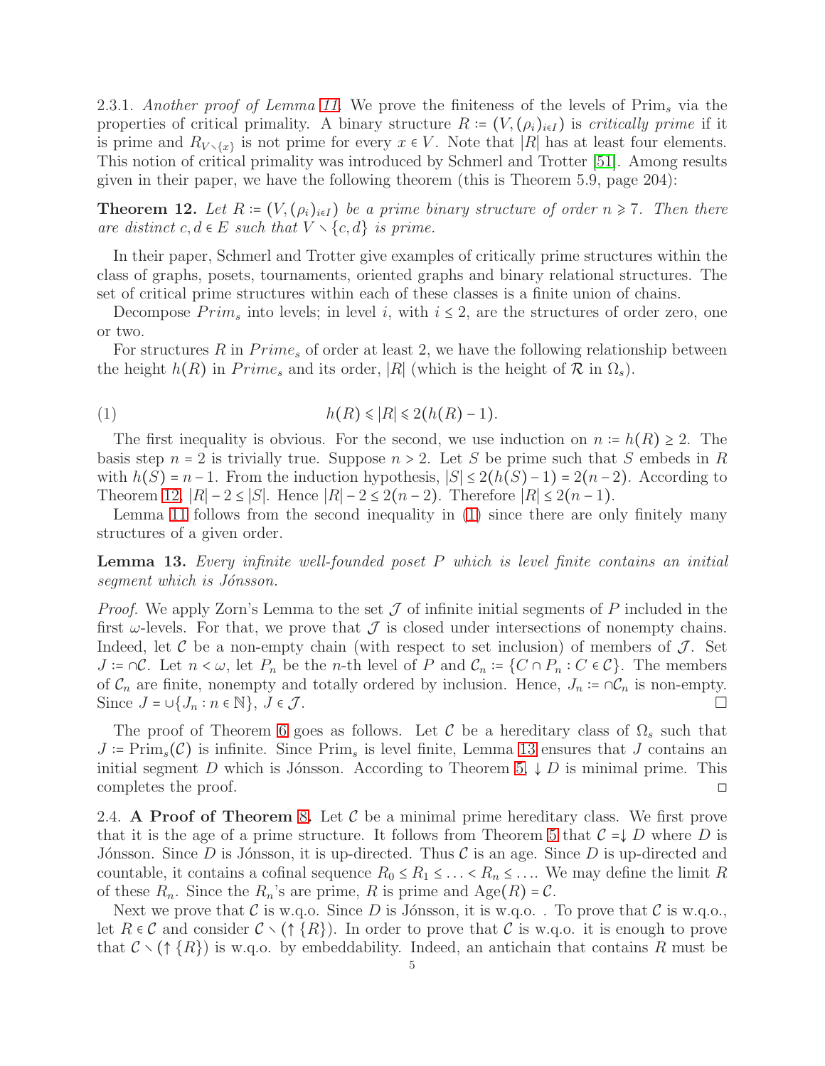2.3.1. *Another proof of Lemma 11.* We prove the finiteness of the levels of $\mathrm{Prim}_s$ via the properties of critical primality. A binary structure $R := (V, (\rho_i)_{i\in I})$ is *critically prime* if it is prime and $R_{V\setminus\{x\}}$ is not prime for every $x \in V$. Note that $|R|$ has at least four elements. This notion of critical primality was introduced by Schmerl and Trotter [51]. Among results given in their paper, we have the following theorem (this is Theorem 5.9, page 204):

**Theorem 12.** *Let $R := (V, (\rho_i)_{i\in I})$ be a prime binary structure of order $n \geqslant 7$. Then there are distinct $c, d \in E$ such that $V \setminus \{c, d\}$ is prime.*

In their paper, Schmerl and Trotter give examples of critically prime structures within the class of graphs, posets, tournaments, oriented graphs and binary relational structures. The set of critical prime structures within each of these classes is a finite union of chains.

Decompose $Prim_s$ into levels; in level $i$, with $i \leq 2$, are the structures of order zero, one or two.

For structures $R$ in $Prime_s$ of order at least 2, we have the following relationship between the height $h(R)$ in $Prime_s$ and its order, $|R|$ (which is the height of $\mathcal{R}$ in $\Omega_s$).

$$h(R) \leqslant |R| \leqslant 2(h(R) - 1). \tag{1}$$

The first inequality is obvious. For the second, we use induction on $n := h(R) \geq 2$. The basis step $n = 2$ is trivially true. Suppose $n > 2$. Let $S$ be prime such that $S$ embeds in $R$ with $h(S) = n - 1$. From the induction hypothesis, $|S| \leq 2(h(S) - 1) = 2(n - 2)$. According to Theorem 12, $|R| - 2 \leq |S|$. Hence $|R| - 2 \leq 2(n - 2)$. Therefore $|R| \leq 2(n - 1)$.

Lemma 11 follows from the second inequality in (1) since there are only finitely many structures of a given order.

**Lemma 13.** *Every infinite well-founded poset $P$ which is level finite contains an initial segment which is Jónsson.*

*Proof.* We apply Zorn's Lemma to the set $\mathcal{J}$ of infinite initial segments of $P$ included in the first $\omega$-levels. For that, we prove that $\mathcal{J}$ is closed under intersections of nonempty chains. Indeed, let $\mathcal{C}$ be a non-empty chain (with respect to set inclusion) of members of $\mathcal{J}$. Set $J := \cap\mathcal{C}$. Let $n < \omega$, let $P_n$ be the $n$-th level of $P$ and $\mathcal{C}_n := \{C \cap P_n : C \in \mathcal{C}\}$. The members of $\mathcal{C}_n$ are finite, nonempty and totally ordered by inclusion. Hence, $J_n := \cap\mathcal{C}_n$ is non-empty. Since $J = \cup\{J_n : n \in \mathbb{N}\}$, $J \in \mathcal{J}$. □

The proof of Theorem 6 goes as follows. Let $\mathcal{C}$ be a hereditary class of $\Omega_s$ such that $J := \mathrm{Prim}_s(\mathcal{C})$ is infinite. Since $\mathrm{Prim}_s$ is level finite, Lemma 13 ensures that $J$ contains an initial segment $D$ which is Jónsson. According to Theorem 5, $\downarrow D$ is minimal prime. This completes the proof. □

2.4. **A Proof of Theorem 8.** Let $\mathcal{C}$ be a minimal prime hereditary class. We first prove that it is the age of a prime structure. It follows from Theorem 5 that $\mathcal{C} = \downarrow D$ where $D$ is Jónsson. Since $D$ is Jónsson, it is up-directed. Thus $\mathcal{C}$ is an age. Since $D$ is up-directed and countable, it contains a cofinal sequence $R_0 \leq R_1 \leq \ldots < R_n \leq \ldots$. We may define the limit $R$ of these $R_n$. Since the $R_n$'s are prime, $R$ is prime and $\mathrm{Age}(R) = \mathcal{C}$.

Next we prove that $\mathcal{C}$ is w.q.o. Since $D$ is Jónsson, it is w.q.o. . To prove that $\mathcal{C}$ is w.q.o., let $R \in \mathcal{C}$ and consider $\mathcal{C} \setminus (\uparrow \{R\})$. In order to prove that $\mathcal{C}$ is w.q.o. it is enough to prove that $\mathcal{C} \setminus (\uparrow \{R\})$ is w.q.o. by embeddability. Indeed, an antichain that contains $R$ must be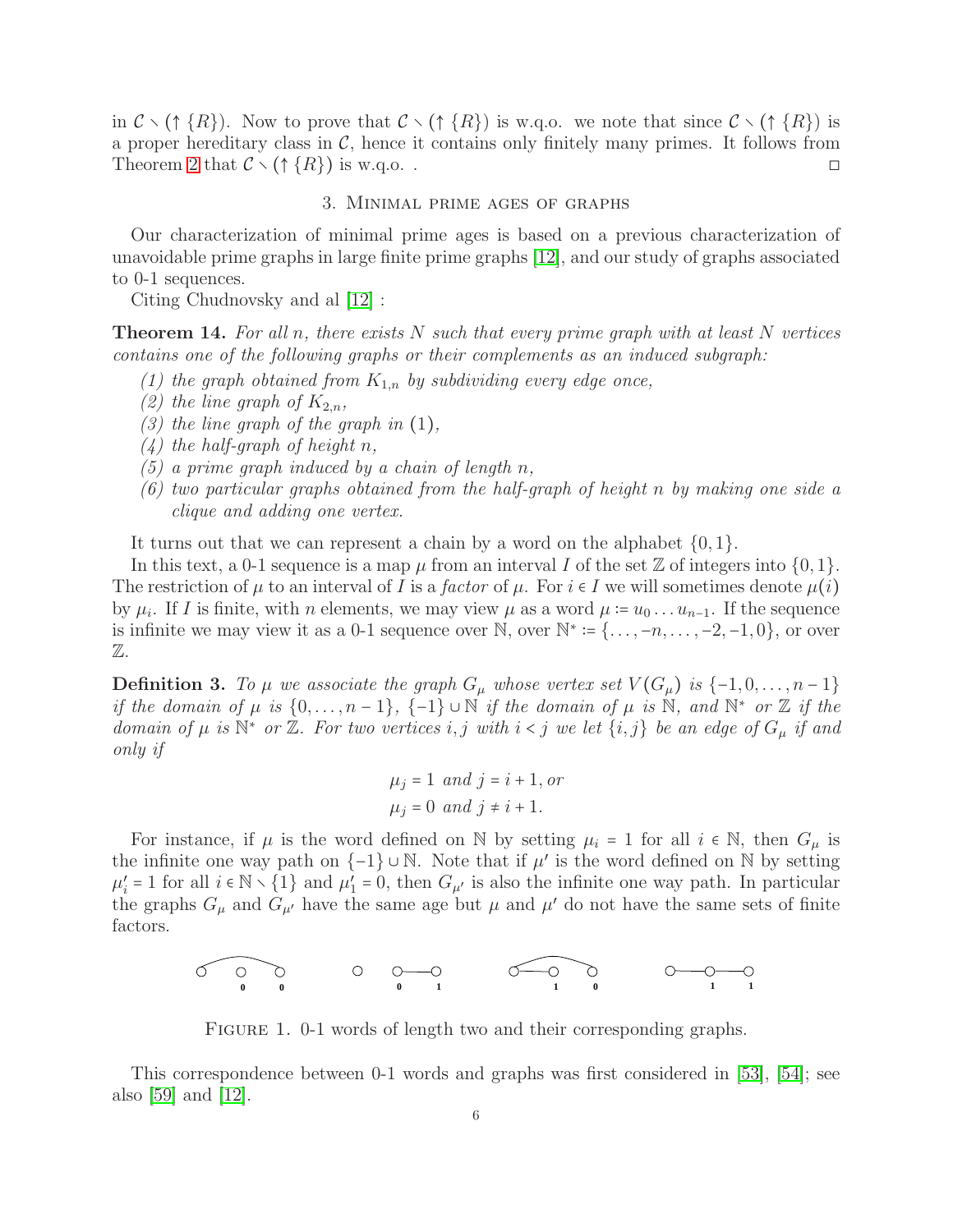in $\mathcal{C} \setminus (\uparrow \{R\})$. Now to prove that $\mathcal{C} \setminus (\uparrow \{R\})$ is w.q.o. we note that since $\mathcal{C} \setminus (\uparrow \{R\})$ is a proper hereditary class in $\mathcal{C}$, hence it contains only finitely many primes. It follows from Theorem 2 that $\mathcal{C} \setminus (\uparrow \{R\})$ is w.q.o. . ◻

## 3. Minimal prime ages of graphs

Our characterization of minimal prime ages is based on a previous characterization of unavoidable prime graphs in large finite prime graphs [12], and our study of graphs associated to 0-1 sequences.

Citing Chudnovsky and al [12] :

**Theorem 14.** *For all $n$, there exists $N$ such that every prime graph with at least $N$ vertices contains one of the following graphs or their complements as an induced subgraph:*

1. *the graph obtained from $K_{1,n}$ by subdividing every edge once,*
2. *the line graph of $K_{2,n}$,*
3. *the line graph of the graph in* (1),
4. *the half-graph of height $n$,*
5. *a prime graph induced by a chain of length $n$,*
6. *two particular graphs obtained from the half-graph of height $n$ by making one side a clique and adding one vertex.*

It turns out that we can represent a chain by a word on the alphabet $\{0,1\}$.

In this text, a 0-1 sequence is a map $\mu$ from an interval $I$ of the set $\mathbb{Z}$ of integers into $\{0,1\}$. The restriction of $\mu$ to an interval of $I$ is a *factor* of $\mu$. For $i \in I$ we will sometimes denote $\mu(i)$ by $\mu_i$. If $I$ is finite, with $n$ elements, we may view $\mu$ as a word $\mu := u_0 \dots u_{n-1}$. If the sequence is infinite we may view it as a 0-1 sequence over $\mathbb{N}$, over $\mathbb{N}^* := \{\dots, -n, \dots, -2, -1, 0\}$, or over $\mathbb{Z}$.

**Definition 3.** *To $\mu$ we associate the graph $G_\mu$ whose vertex set $V(G_\mu)$ is $\{-1, 0, \dots, n-1\}$ if the domain of $\mu$ is $\{0, \dots, n-1\}$, $\{-1\} \cup \mathbb{N}$ if the domain of $\mu$ is $\mathbb{N}$, and $\mathbb{N}^*$ or $\mathbb{Z}$ if the domain of $\mu$ is $\mathbb{N}^*$ or $\mathbb{Z}$. For two vertices $i, j$ with $i < j$ we let $\{i, j\}$ be an edge of $G_\mu$ if and only if*

$$\mu_j = 1 \text{ and } j = i+1, \text{ or}$$
$$\mu_j = 0 \text{ and } j \neq i+1.$$

For instance, if $\mu$ is the word defined on $\mathbb{N}$ by setting $\mu_i = 1$ for all $i \in \mathbb{N}$, then $G_\mu$ is the infinite one way path on $\{-1\} \cup \mathbb{N}$. Note that if $\mu'$ is the word defined on $\mathbb{N}$ by setting $\mu'_i = 1$ for all $i \in \mathbb{N} \setminus \{1\}$ and $\mu'_1 = 0$, then $G_{\mu'}$ is also the infinite one way path. In particular the graphs $G_\mu$ and $G_{\mu'}$ have the same age but $\mu$ and $\mu'$ do not have the same sets of finite factors.

Figure 1. 0-1 words of length two and their corresponding graphs.

This correspondence between 0-1 words and graphs was first considered in [53], [54]; see also [59] and [12].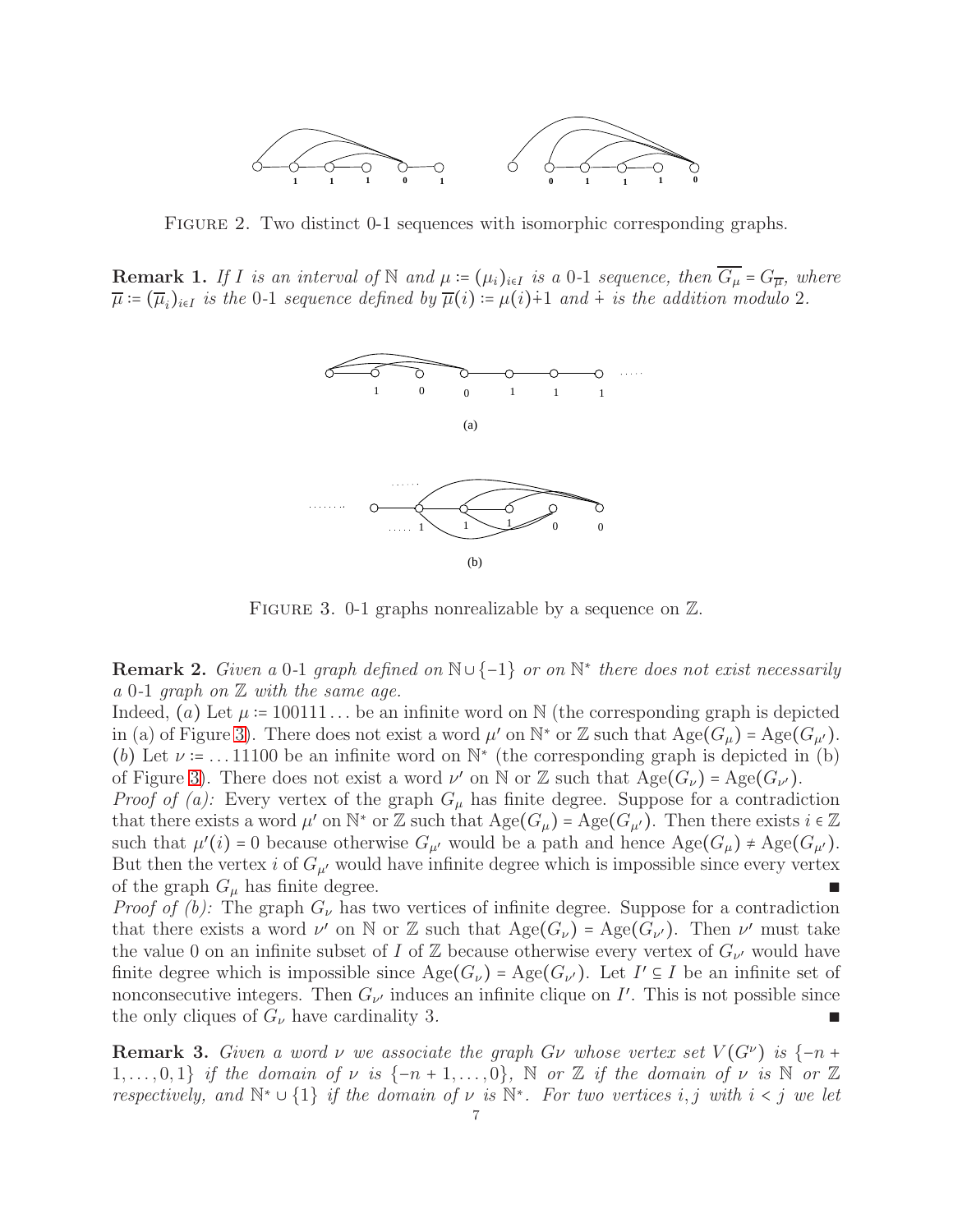Figure 2. Two distinct 0-1 sequences with isomorphic corresponding graphs.

**Remark 1.** *If $I$ is an interval of $\mathbb{N}$ and $\mu := (\mu_i)_{i\in I}$ is a 0-1 sequence, then $\overline{G_\mu} = G_{\overline{\mu}}$, where $\overline{\mu} := (\overline{\mu}_i)_{i\in I}$ is the 0-1 sequence defined by $\overline{\mu}(i) := \mu(i)\dot{+}1$ and $\dot{+}$ is the addition modulo 2.*

(a)

(b)

Figure 3. 0-1 graphs nonrealizable by a sequence on $\mathbb{Z}$.

**Remark 2.** *Given a 0-1 graph defined on $\mathbb{N}\cup\{-1\}$ or on $\mathbb{N}^*$ there does not exist necessarily a 0-1 graph on $\mathbb{Z}$ with the same age.*

Indeed, $(a)$ Let $\mu := 100111\dots$ be an infinite word on $\mathbb{N}$ (the corresponding graph is depicted in (a) of Figure 3). There does not exist a word $\mu'$ on $\mathbb{N}^*$ or $\mathbb{Z}$ such that $\mathrm{Age}(G_\mu) = \mathrm{Age}(G_{\mu'})$.
$(b)$ Let $\nu := \dots 11100$ be an infinite word on $\mathbb{N}^*$ (the corresponding graph is depicted in (b) of Figure 3). There does not exist a word $\nu'$ on $\mathbb{N}$ or $\mathbb{Z}$ such that $\mathrm{Age}(G_\nu) = \mathrm{Age}(G_{\nu'})$.

*Proof of (a):* Every vertex of the graph $G_\mu$ has finite degree. Suppose for a contradiction that there exists a word $\mu'$ on $\mathbb{N}^*$ or $\mathbb{Z}$ such that $\mathrm{Age}(G_\mu) = \mathrm{Age}(G_{\mu'})$. Then there exists $i \in \mathbb{Z}$ such that $\mu'(i) = 0$ because otherwise $G_{\mu'}$ would be a path and hence $\mathrm{Age}(G_\mu) \neq \mathrm{Age}(G_{\mu'})$. But then the vertex $i$ of $G_{\mu'}$ would have infinite degree which is impossible since every vertex of the graph $G_\mu$ has finite degree. ∎

*Proof of (b):* The graph $G_\nu$ has two vertices of infinite degree. Suppose for a contradiction that there exists a word $\nu'$ on $\mathbb{N}$ or $\mathbb{Z}$ such that $\mathrm{Age}(G_\nu) = \mathrm{Age}(G_{\nu'})$. Then $\nu'$ must take the value 0 on an infinite subset of $I$ of $\mathbb{Z}$ because otherwise every vertex of $G_{\nu'}$ would have finite degree which is impossible since $\mathrm{Age}(G_\nu) = \mathrm{Age}(G_{\nu'})$. Let $I' \subseteq I$ be an infinite set of nonconsecutive integers. Then $G_{\nu'}$ induces an infinite clique on $I'$. This is not possible since the only cliques of $G_\nu$ have cardinality 3. ∎

**Remark 3.** *Given a word $\nu$ we associate the graph $G\nu$ whose vertex set $V(G^\nu)$ is $\{-n+1,\dots,0,1\}$ if the domain of $\nu$ is $\{-n+1,\dots,0\}$, $\mathbb{N}$ or $\mathbb{Z}$ if the domain of $\nu$ is $\mathbb{N}$ or $\mathbb{Z}$ respectively, and $\mathbb{N}^*\cup\{1\}$ if the domain of $\nu$ is $\mathbb{N}^*$. For two vertices $i, j$ with $i < j$ we let*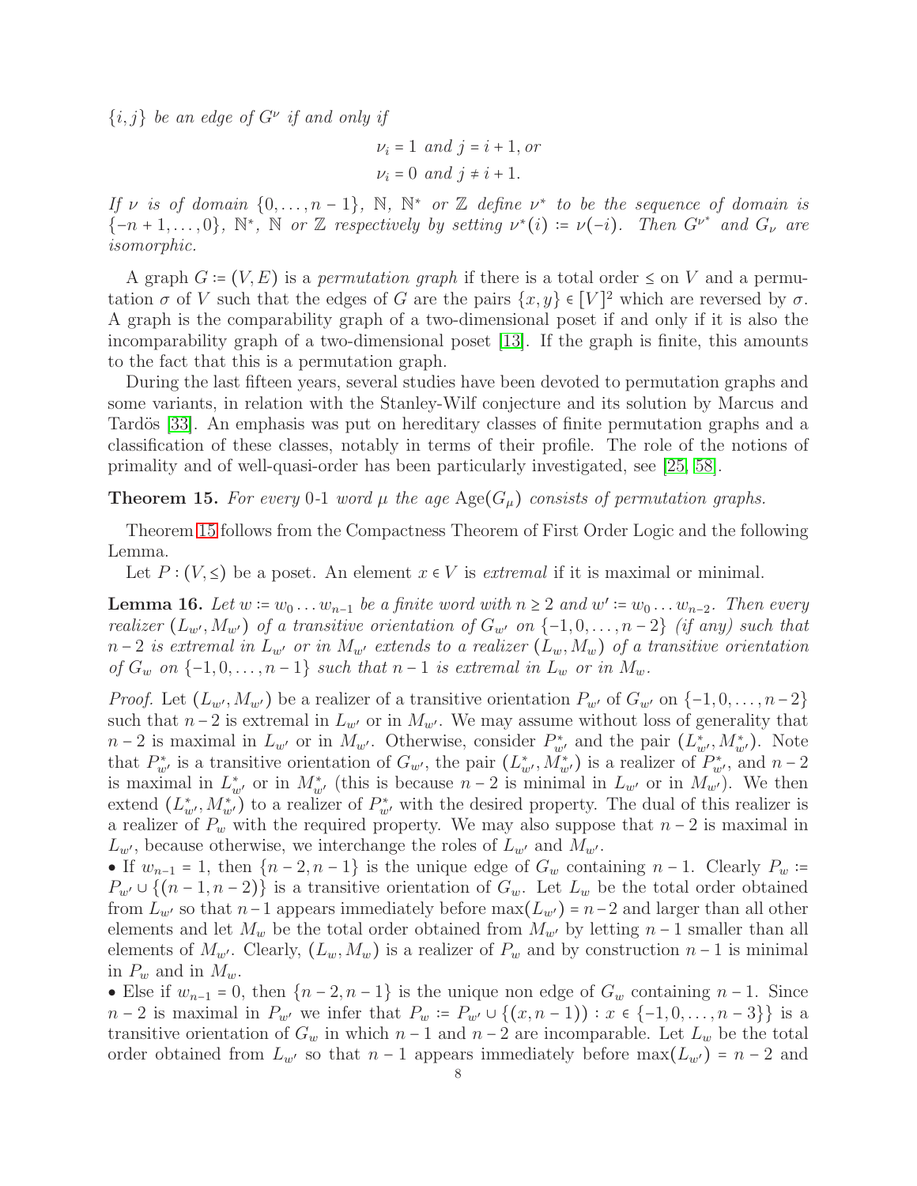*$\{i,j\}$ be an edge of $G^\nu$ if and only if*

$$\nu_i = 1 \text{ and } j = i+1, \text{ or}$$
$$\nu_i = 0 \text{ and } j \neq i+1.$$

*If $\nu$ is of domain $\{0,\dots,n-1\}$, $\mathbb{N}$, $\mathbb{N}^*$ or $\mathbb{Z}$ define $\nu^*$ to be the sequence of domain is $\{-n+1,\dots,0\}$, $\mathbb{N}^*$, $\mathbb{N}$ or $\mathbb{Z}$ respectively by setting $\nu^*(i) := \nu(-i)$. Then $G^{\nu^*}$ and $G_\nu$ are isomorphic.*

A graph $G := (V,E)$ is a *permutation graph* if there is a total order $\leq$ on $V$ and a permutation $\sigma$ of $V$ such that the edges of $G$ are the pairs $\{x,y\} \in [V]^2$ which are reversed by $\sigma$. A graph is the comparability graph of a two-dimensional poset if and only if it is also the incomparability graph of a two-dimensional poset [13]. If the graph is finite, this amounts to the fact that this is a permutation graph.

During the last fifteen years, several studies have been devoted to permutation graphs and some variants, in relation with the Stanley-Wilf conjecture and its solution by Marcus and Tardös [33]. An emphasis was put on hereditary classes of finite permutation graphs and a classification of these classes, notably in terms of their profile. The role of the notions of primality and of well-quasi-order has been particularly investigated, see [25, 58].

**Theorem 15.** *For every 0-1 word $\mu$ the age $\mathrm{Age}(G_\mu)$ consists of permutation graphs.*

Theorem 15 follows from the Compactness Theorem of First Order Logic and the following Lemma.

Let $P : (V, \leq)$ be a poset. An element $x \in V$ is *extremal* if it is maximal or minimal.

**Lemma 16.** *Let $w := w_0 \dots w_{n-1}$ be a finite word with $n \geq 2$ and $w' := w_0 \dots w_{n-2}$. Then every realizer $(L_{w'}, M_{w'})$ of a transitive orientation of $G_{w'}$ on $\{-1,0,\dots,n-2\}$ (if any) such that $n-2$ is extremal in $L_{w'}$ or in $M_{w'}$ extends to a realizer $(L_w, M_w)$ of a transitive orientation of $G_w$ on $\{-1,0,\dots,n-1\}$ such that $n-1$ is extremal in $L_w$ or in $M_w$.*

*Proof.* Let $(L_{w'}, M_{w'})$ be a realizer of a transitive orientation $P_{w'}$ of $G_{w'}$ on $\{-1,0,\dots,n-2\}$ such that $n-2$ is extremal in $L_{w'}$ or in $M_{w'}$. We may assume without loss of generality that $n-2$ is maximal in $L_{w'}$ or in $M_{w'}$. Otherwise, consider $P^*_{w'}$ and the pair $(L^*_{w'}, M^*_{w'})$. Note that $P^*_{w'}$ is a transitive orientation of $G_{w'}$, the pair $(L^*_{w'}, M^*_{w'})$ is a realizer of $P^*_{w'}$, and $n-2$ is maximal in $L^*_{w'}$ or in $M^*_{w'}$ (this is because $n-2$ is minimal in $L_{w'}$ or in $M_{w'}$). We then extend $(L^*_{w'}, M^*_{w'})$ to a realizer of $P^*_{w'}$ with the desired property. The dual of this realizer is a realizer of $P_w$ with the required property. We may also suppose that $n-2$ is maximal in $L_{w'}$, because otherwise, we interchange the roles of $L_{w'}$ and $M_{w'}$.

- If $w_{n-1} = 1$, then $\{n-2, n-1\}$ is the unique edge of $G_w$ containing $n-1$. Clearly $P_w := P_{w'} \cup \{(n-1, n-2)\}$ is a transitive orientation of $G_w$. Let $L_w$ be the total order obtained from $L_{w'}$ so that $n-1$ appears immediately before $\max(L_{w'}) = n-2$ and larger than all other elements and let $M_w$ be the total order obtained from $M_{w'}$ by letting $n-1$ smaller than all elements of $M_{w'}$. Clearly, $(L_w, M_w)$ is a realizer of $P_w$ and by construction $n-1$ is minimal in $P_w$ and in $M_w$.
- Else if $w_{n-1} = 0$, then $\{n-2, n-1\}$ is the unique non edge of $G_w$ containing $n-1$. Since $n-2$ is maximal in $P_{w'}$ we infer that $P_w := P_{w'} \cup \{(x, n-1)) : x \in \{-1,0,\dots,n-3\}\}$ is a transitive orientation of $G_w$ in which $n-1$ and $n-2$ are incomparable. Let $L_w$ be the total order obtained from $L_{w'}$ so that $n-1$ appears immediately before $\max(L_{w'}) = n-2$ and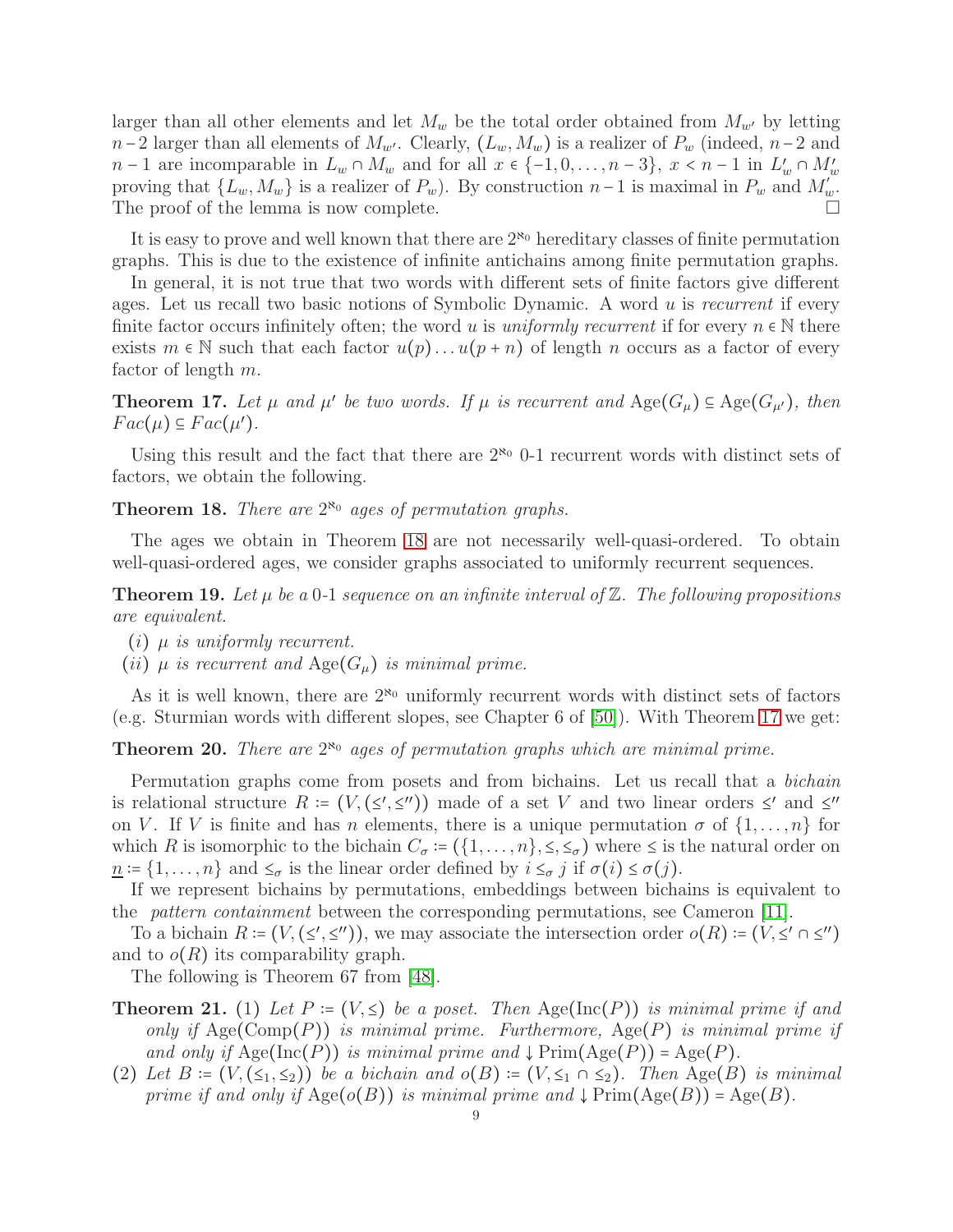larger than all other elements and let $M_w$ be the total order obtained from $M_{w'}$ by letting $n-2$ larger than all elements of $M_{w'}$. Clearly, $(L_w, M_w)$ is a realizer of $P_w$ (indeed, $n-2$ and $n-1$ are incomparable in $L_w \cap M_w$ and for all $x \in \{-1, 0, \dots, n-3\}$, $x < n-1$ in $L'_w \cap M'_w$ proving that $\{L_w, M_w\}$ is a realizer of $P_w$). By construction $n-1$ is maximal in $P_w$ and $M'_w$. The proof of the lemma is now complete. □

It is easy to prove and well known that there are $2^{\aleph_0}$ hereditary classes of finite permutation graphs. This is due to the existence of infinite antichains among finite permutation graphs.

In general, it is not true that two words with different sets of finite factors give different ages. Let us recall two basic notions of Symbolic Dynamic. A word $u$ is *recurrent* if every finite factor occurs infinitely often; the word $u$ is *uniformly recurrent* if for every $n \in \mathbb{N}$ there exists $m \in \mathbb{N}$ such that each factor $u(p) \dots u(p+n)$ of length $n$ occurs as a factor of every factor of length $m$.

**Theorem 17.** *Let $\mu$ and $\mu'$ be two words. If $\mu$ is recurrent and $\operatorname{Age}(G_\mu) \subseteq \operatorname{Age}(G_{\mu'})$, then $Fac(\mu) \subseteq Fac(\mu')$.*

Using this result and the fact that there are $2^{\aleph_0}$ 0-1 recurrent words with distinct sets of factors, we obtain the following.

**Theorem 18.** *There are $2^{\aleph_0}$ ages of permutation graphs.*

The ages we obtain in Theorem 18 are not necessarily well-quasi-ordered. To obtain well-quasi-ordered ages, we consider graphs associated to uniformly recurrent sequences.

**Theorem 19.** *Let $\mu$ be a 0-1 sequence on an infinite interval of $\mathbb{Z}$. The following propositions are equivalent.*

- $(i)$ *$\mu$ is uniformly recurrent.*
- $(ii)$ *$\mu$ is recurrent and $\operatorname{Age}(G_\mu)$ is minimal prime.*

As it is well known, there are $2^{\aleph_0}$ uniformly recurrent words with distinct sets of factors (e.g. Sturmian words with different slopes, see Chapter 6 of [50]). With Theorem 17 we get:

**Theorem 20.** *There are $2^{\aleph_0}$ ages of permutation graphs which are minimal prime.*

Permutation graphs come from posets and from bichains. Let us recall that a *bichain* is relational structure $R := (V, (\leq', \leq''))$ made of a set $V$ and two linear orders $\leq'$ and $\leq''$ on $V$. If $V$ is finite and has $n$ elements, there is a unique permutation $\sigma$ of $\{1, \dots, n\}$ for which $R$ is isomorphic to the bichain $C_\sigma := (\{1, \dots, n\}, \leq, \leq_\sigma)$ where $\leq$ is the natural order on $\underline{n} := \{1, \dots, n\}$ and $\leq_\sigma$ is the linear order defined by $i \leq_\sigma j$ if $\sigma(i) \leq \sigma(j)$.

If we represent bichains by permutations, embeddings between bichains is equivalent to the *pattern containment* between the corresponding permutations, see Cameron [11].

To a bichain $R := (V, (\leq', \leq''))$, we may associate the intersection order $o(R) := (V, \leq' \cap \leq'')$ and to $o(R)$ its comparability graph.

The following is Theorem 67 from [48].

**Theorem 21.** (1) *Let $P := (V, \leq)$ be a poset. Then $\operatorname{Age}(\operatorname{Inc}(P))$ is minimal prime if and only if $\operatorname{Age}(\operatorname{Comp}(P))$ is minimal prime. Furthermore, $\operatorname{Age}(P)$ is minimal prime if and only if $\operatorname{Age}(\operatorname{Inc}(P))$ is minimal prime and $\downarrow \operatorname{Prim}(\operatorname{Age}(P)) = \operatorname{Age}(P)$.*

(2) *Let $B := (V, (\leq_1, \leq_2))$ be a bichain and $o(B) := (V, \leq_1 \cap \leq_2)$. Then $\operatorname{Age}(B)$ is minimal prime if and only if $\operatorname{Age}(o(B))$ is minimal prime and $\downarrow \operatorname{Prim}(\operatorname{Age}(B)) = \operatorname{Age}(B)$.*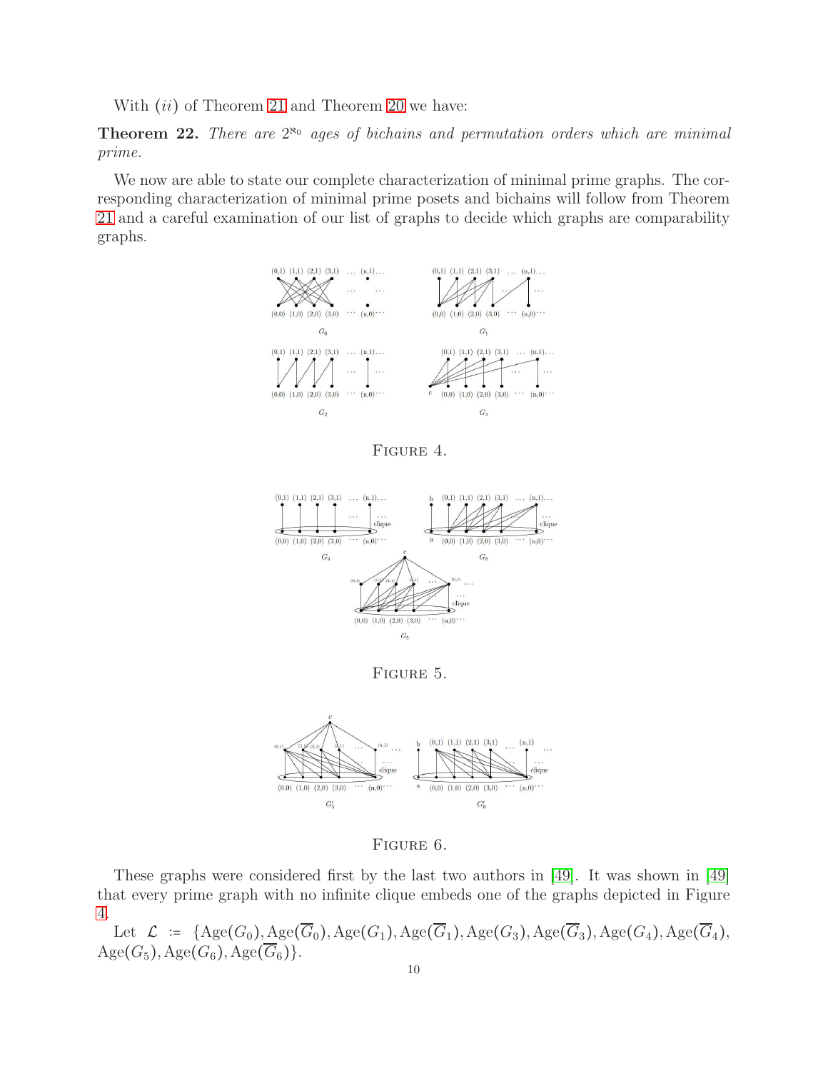With $(ii)$ of Theorem 21 and Theorem 20 we have:

**Theorem 22.** *There are $2^{\aleph_0}$ ages of bichains and permutation orders which are minimal prime.*

We now are able to state our complete characterization of minimal prime graphs. The corresponding characterization of minimal prime posets and bichains will follow from Theorem 21 and a careful examination of our list of graphs to decide which graphs are comparability graphs.

FIGURE 4.

FIGURE 5.

FIGURE 6.

These graphs were considered first by the last two authors in [49]. It was shown in [49] that every prime graph with no infinite clique embeds one of the graphs depicted in Figure 4.

Let $\mathcal{L} := \{\mathrm{Age}(G_0), \mathrm{Age}(\overline{G}_0), \mathrm{Age}(G_1), \mathrm{Age}(\overline{G}_1), \mathrm{Age}(G_3), \mathrm{Age}(\overline{G}_3), \mathrm{Age}(G_4), \mathrm{Age}(\overline{G}_4), \mathrm{Age}(G_5), \mathrm{Age}(G_6), \mathrm{Age}(\overline{G}_6)\}$.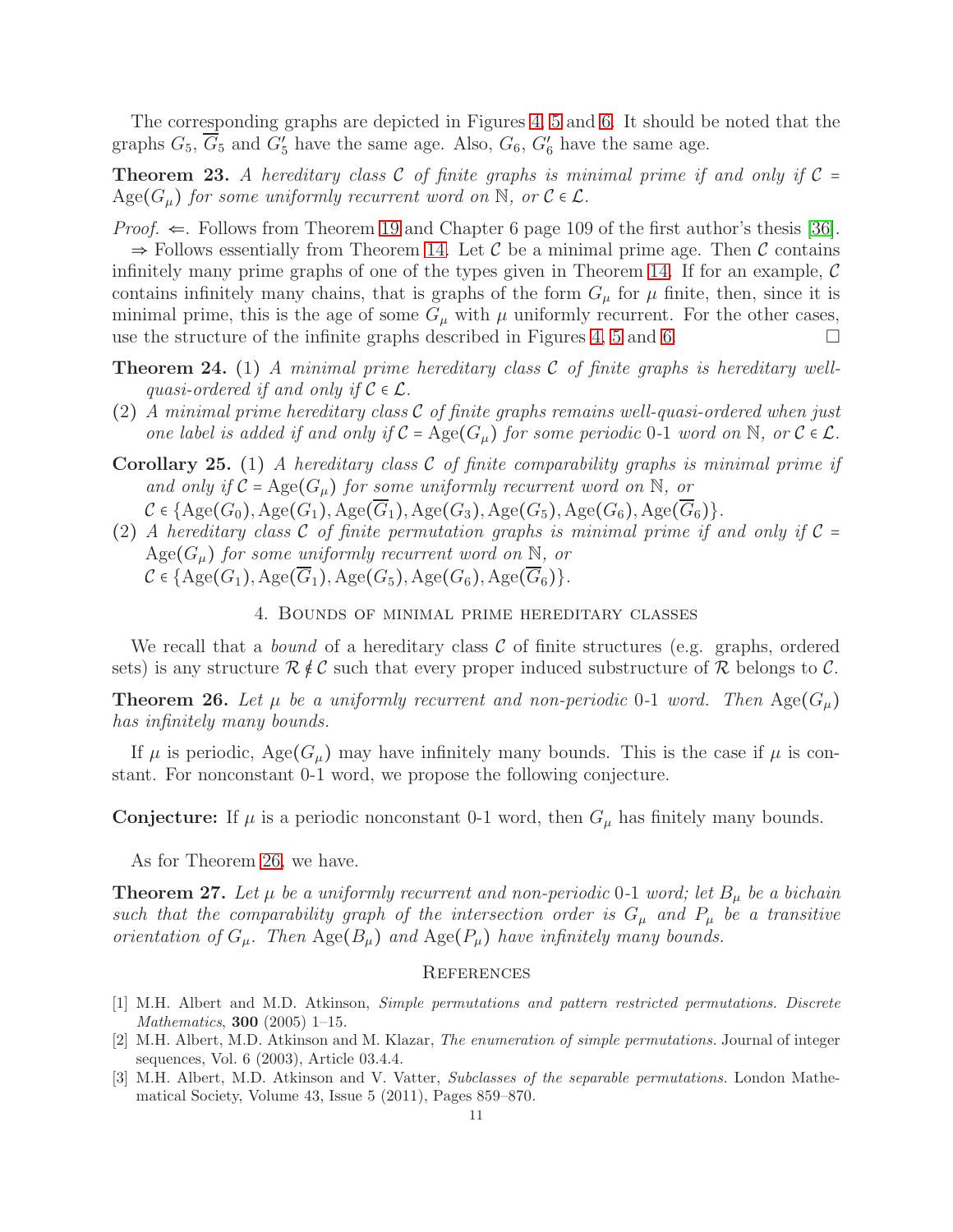The corresponding graphs are depicted in Figures 4, 5 and 6. It should be noted that the graphs $G_5$, $\overline{G}_5$ and $G'_5$ have the same age. Also, $G_6$, $G'_6$ have the same age.

**Theorem 23.** *A hereditary class $\mathcal{C}$ of finite graphs is minimal prime if and only if $\mathcal{C} = \mathrm{Age}(G_\mu)$ for some uniformly recurrent word on $\mathbb{N}$, or $\mathcal{C} \in \mathcal{L}$.*

*Proof.* $\Leftarrow$. Follows from Theorem 19 and Chapter 6 page 109 of the first author's thesis [36].

$\Rightarrow$ Follows essentially from Theorem 14. Let $\mathcal{C}$ be a minimal prime age. Then $\mathcal{C}$ contains infinitely many prime graphs of one of the types given in Theorem 14. If for an example, $\mathcal{C}$ contains infinitely many chains, that is graphs of the form $G_\mu$ for $\mu$ finite, then, since it is minimal prime, this is the age of some $G_\mu$ with $\mu$ uniformly recurrent. For the other cases, use the structure of the infinite graphs described in Figures 4, 5 and 6. $\square$

**Theorem 24.** (1) *A minimal prime hereditary class $\mathcal{C}$ of finite graphs is hereditary well-quasi-ordered if and only if $\mathcal{C} \in \mathcal{L}$.*

(2) *A minimal prime hereditary class $\mathcal{C}$ of finite graphs remains well-quasi-ordered when just one label is added if and only if $\mathcal{C} = \mathrm{Age}(G_\mu)$ for some periodic 0-1 word on $\mathbb{N}$, or $\mathcal{C} \in \mathcal{L}$.*

**Corollary 25.** (1) *A hereditary class $\mathcal{C}$ of finite comparability graphs is minimal prime if and only if $\mathcal{C} = \mathrm{Age}(G_\mu)$ for some uniformly recurrent word on $\mathbb{N}$, or $\mathcal{C} \in \{\mathrm{Age}(G_0), \mathrm{Age}(G_1), \mathrm{Age}(\overline{G}_1), \mathrm{Age}(G_3), \mathrm{Age}(G_5), \mathrm{Age}(G_6), \mathrm{Age}(\overline{G}_6)\}$.*

(2) *A hereditary class $\mathcal{C}$ of finite permutation graphs is minimal prime if and only if $\mathcal{C} = \mathrm{Age}(G_\mu)$ for some uniformly recurrent word on $\mathbb{N}$, or $\mathcal{C} \in \{\mathrm{Age}(G_1), \mathrm{Age}(\overline{G}_1), \mathrm{Age}(G_5), \mathrm{Age}(G_6), \mathrm{Age}(\overline{G}_6)\}$.*

## 4. Bounds of minimal prime hereditary classes

We recall that a *bound* of a hereditary class $\mathcal{C}$ of finite structures (e.g. graphs, ordered sets) is any structure $\mathcal{R} \notin \mathcal{C}$ such that every proper induced substructure of $\mathcal{R}$ belongs to $\mathcal{C}$.

**Theorem 26.** *Let $\mu$ be a uniformly recurrent and non-periodic 0-1 word. Then $\mathrm{Age}(G_\mu)$ has infinitely many bounds.*

If $\mu$ is periodic, $\mathrm{Age}(G_\mu)$ may have infinitely many bounds. This is the case if $\mu$ is constant. For nonconstant 0-1 word, we propose the following conjecture.

**Conjecture:** If $\mu$ is a periodic nonconstant 0-1 word, then $G_\mu$ has finitely many bounds.

As for Theorem 26, we have.

**Theorem 27.** *Let $\mu$ be a uniformly recurrent and non-periodic 0-1 word; let $B_\mu$ be a bichain such that the comparability graph of the intersection order is $G_\mu$ and $P_\mu$ be a transitive orientation of $G_\mu$. Then $\mathrm{Age}(B_\mu)$ and $\mathrm{Age}(P_\mu)$ have infinitely many bounds.*

## References

[1] M.H. Albert and M.D. Atkinson, *Simple permutations and pattern restricted permutations. Discrete Mathematics*, **300** (2005) 1–15.

[2] M.H. Albert, M.D. Atkinson and M. Klazar, *The enumeration of simple permutations.* Journal of integer sequences, Vol. 6 (2003), Article 03.4.4.

[3] M.H. Albert, M.D. Atkinson and V. Vatter, *Subclasses of the separable permutations.* London Mathematical Society, Volume 43, Issue 5 (2011), Pages 859–870.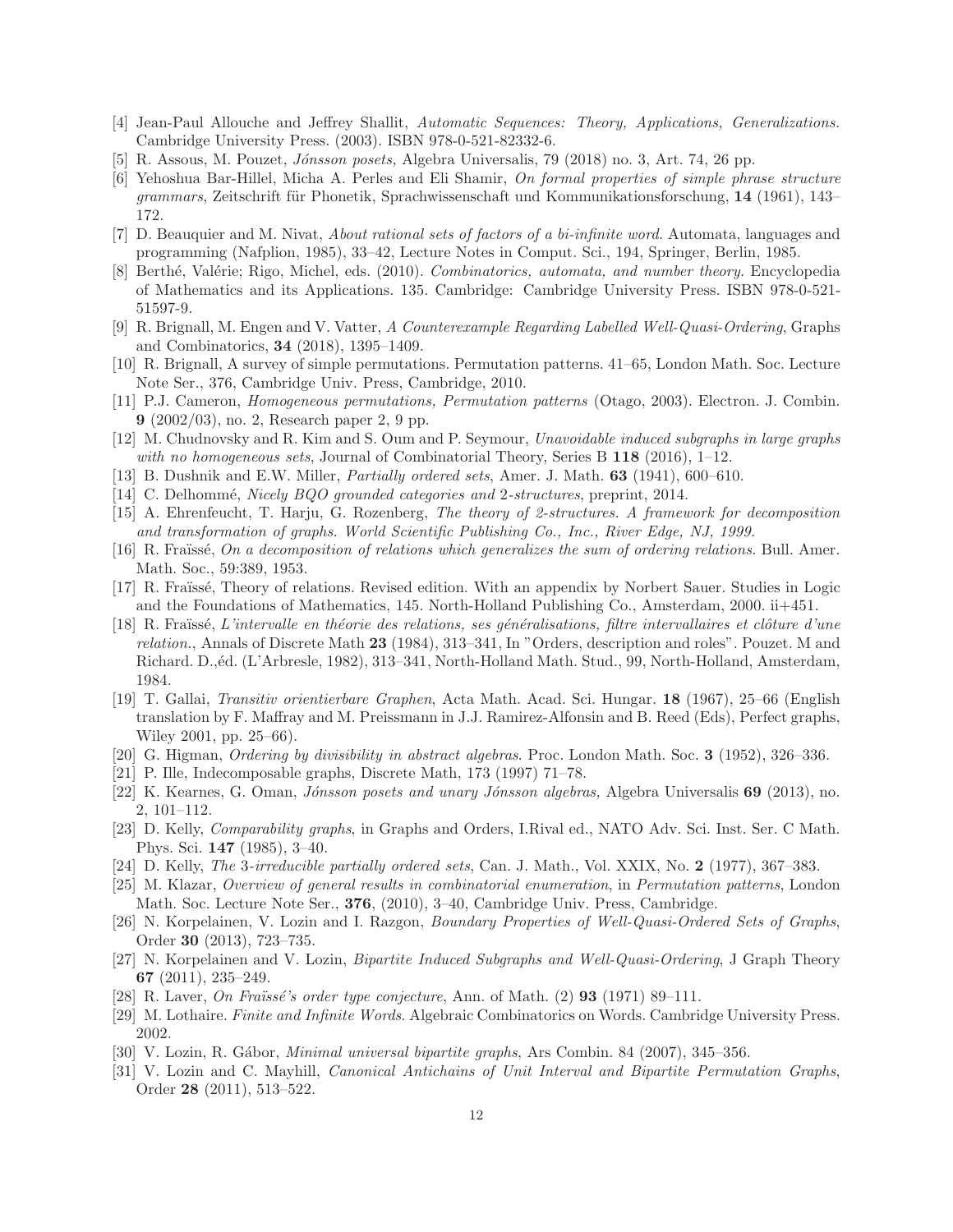[4] Jean-Paul Allouche and Jeffrey Shallit, *Automatic Sequences: Theory, Applications, Generalizations.* Cambridge University Press. (2003). ISBN 978-0-521-82332-6.

[5] R. Assous, M. Pouzet, *Jónsson posets,* Algebra Universalis, 79 (2018) no. 3, Art. 74, 26 pp.

[6] Yehoshua Bar-Hillel, Micha A. Perles and Eli Shamir, *On formal properties of simple phrase structure grammars*, Zeitschrift für Phonetik, Sprachwissenschaft und Kommunikationsforschung, **14** (1961), 143–172.

[7] D. Beauquier and M. Nivat, *About rational sets of factors of a bi-infinite word.* Automata, languages and programming (Nafplion, 1985), 33–42, Lecture Notes in Comput. Sci., 194, Springer, Berlin, 1985.

[8] Berthé, Valérie; Rigo, Michel, eds. (2010). *Combinatorics, automata, and number theory.* Encyclopedia of Mathematics and its Applications. 135. Cambridge: Cambridge University Press. ISBN 978-0-521-51597-9.

[9] R. Brignall, M. Engen and V. Vatter, *A Counterexample Regarding Labelled Well-Quasi-Ordering*, Graphs and Combinatorics, **34** (2018), 1395–1409.

[10] R. Brignall, A survey of simple permutations. Permutation patterns. 41–65, London Math. Soc. Lecture Note Ser., 376, Cambridge Univ. Press, Cambridge, 2010.

[11] P.J. Cameron, *Homogeneous permutations, Permutation patterns* (Otago, 2003). Electron. J. Combin. **9** (2002/03), no. 2, Research paper 2, 9 pp.

[12] M. Chudnovsky and R. Kim and S. Oum and P. Seymour, *Unavoidable induced subgraphs in large graphs with no homogeneous sets*, Journal of Combinatorial Theory, Series B **118** (2016), 1–12.

[13] B. Dushnik and E.W. Miller, *Partially ordered sets*, Amer. J. Math. **63** (1941), 600–610.

[14] C. Delhommé, *Nicely BQO grounded categories and* 2*-structures*, preprint, 2014.

[15] A. Ehrenfeucht, T. Harju, G. Rozenberg, *The theory of 2-structures. A framework for decomposition and transformation of graphs. World Scientific Publishing Co., Inc., River Edge, NJ, 1999.*

[16] R. Fraïssé, *On a decomposition of relations which generalizes the sum of ordering relations.* Bull. Amer. Math. Soc., 59:389, 1953.

[17] R. Fraïssé, Theory of relations. Revised edition. With an appendix by Norbert Sauer. Studies in Logic and the Foundations of Mathematics, 145. North-Holland Publishing Co., Amsterdam, 2000. ii+451.

[18] R. Fraïssé, *L'intervalle en théorie des relations, ses généralisations, filtre intervallaires et clôture d'une relation.*, Annals of Discrete Math **23** (1984), 313–341, In "Orders, description and roles". Pouzet. M and Richard. D.,éd. (L'Arbresle, 1982), 313–341, North-Holland Math. Stud., 99, North-Holland, Amsterdam, 1984.

[19] T. Gallai, *Transitiv orientierbare Graphen*, Acta Math. Acad. Sci. Hungar. **18** (1967), 25–66 (English translation by F. Maffray and M. Preissmann in J.J. Ramirez-Alfonsin and B. Reed (Eds), Perfect graphs, Wiley 2001, pp. 25–66).

[20] G. Higman, *Ordering by divisibility in abstract algebras*. Proc. London Math. Soc. **3** (1952), 326–336.

[21] P. Ille, Indecomposable graphs, Discrete Math, 173 (1997) 71–78.

[22] K. Kearnes, G. Oman, *Jónsson posets and unary Jónsson algebras,* Algebra Universalis **69** (2013), no. 2, 101–112.

[23] D. Kelly, *Comparability graphs*, in Graphs and Orders, I.Rival ed., NATO Adv. Sci. Inst. Ser. C Math. Phys. Sci. **147** (1985), 3–40.

[24] D. Kelly, *The* 3*-irreducible partially ordered sets*, Can. J. Math., Vol. XXIX, No. **2** (1977), 367–383.

[25] M. Klazar, *Overview of general results in combinatorial enumeration*, in *Permutation patterns*, London Math. Soc. Lecture Note Ser., **376**, (2010), 3–40, Cambridge Univ. Press, Cambridge.

[26] N. Korpelainen, V. Lozin and I. Razgon, *Boundary Properties of Well-Quasi-Ordered Sets of Graphs*, Order **30** (2013), 723–735.

[27] N. Korpelainen and V. Lozin, *Bipartite Induced Subgraphs and Well-Quasi-Ordering*, J Graph Theory **67** (2011), 235–249.

[28] R. Laver, *On Fraïssé's order type conjecture*, Ann. of Math. (2) **93** (1971) 89–111.

[29] M. Lothaire. *Finite and Infinite Words*. Algebraic Combinatorics on Words. Cambridge University Press. 2002.

[30] V. Lozin, R. Gábor, *Minimal universal bipartite graphs*, Ars Combin. 84 (2007), 345–356.

[31] V. Lozin and C. Mayhill, *Canonical Antichains of Unit Interval and Bipartite Permutation Graphs*, Order **28** (2011), 513–522.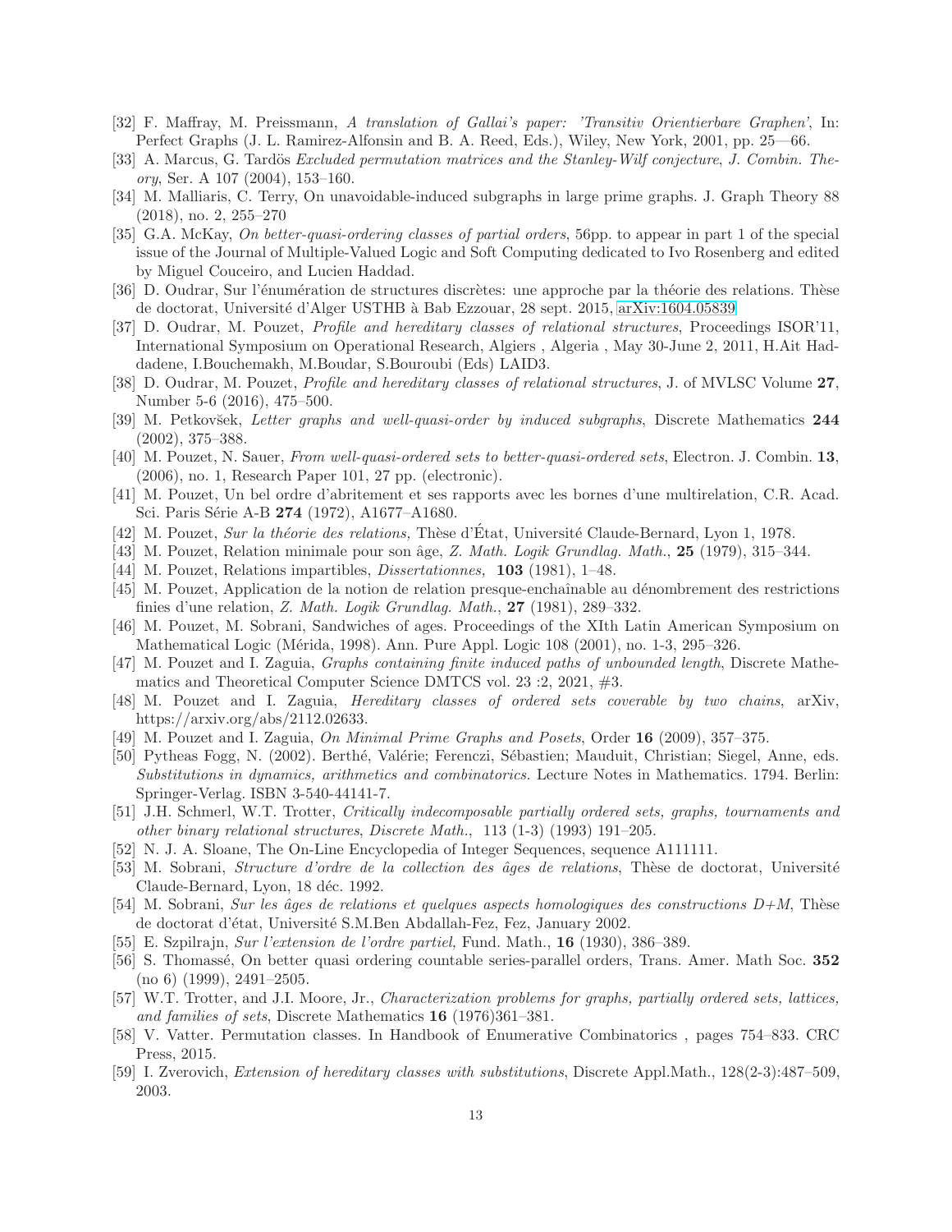[32] F. Maffray, M. Preissmann, *A translation of Gallai's paper: 'Transitiv Orientierbare Graphen'*, In: Perfect Graphs (J. L. Ramirez-Alfonsin and B. A. Reed, Eds.), Wiley, New York, 2001, pp. 25—66.

[33] A. Marcus, G. Tardös *Excluded permutation matrices and the Stanley-Wilf conjecture*, *J. Combin. Theory*, Ser. A 107 (2004), 153–160.

[34] M. Malliaris, C. Terry, On unavoidable-induced subgraphs in large prime graphs. J. Graph Theory 88 (2018), no. 2, 255–270

[35] G.A. McKay, *On better-quasi-ordering classes of partial orders*, 56pp. to appear in part 1 of the special issue of the Journal of Multiple-Valued Logic and Soft Computing dedicated to Ivo Rosenberg and edited by Miguel Couceiro, and Lucien Haddad.

[36] D. Oudrar, Sur l'énumération de structures discrètes: une approche par la théorie des relations. Thèse de doctorat, Université d'Alger USTHB à Bab Ezzouar, 28 sept. 2015, arXiv:1604.05839

[37] D. Oudrar, M. Pouzet, *Profile and hereditary classes of relational structures*, Proceedings ISOR'11, International Symposium on Operational Research, Algiers , Algeria , May 30-June 2, 2011, H.Ait Haddadene, I.Bouchemakh, M.Boudar, S.Bouroubi (Eds) LAID3.

[38] D. Oudrar, M. Pouzet, *Profile and hereditary classes of relational structures*, J. of MVLSC Volume **27**, Number 5-6 (2016), 475–500.

[39] M. Petkovšek, *Letter graphs and well-quasi-order by induced subgraphs*, Discrete Mathematics **244** (2002), 375–388.

[40] M. Pouzet, N. Sauer, *From well-quasi-ordered sets to better-quasi-ordered sets*, Electron. J. Combin. **13**, (2006), no. 1, Research Paper 101, 27 pp. (electronic).

[41] M. Pouzet, Un bel ordre d'abritement et ses rapports avec les bornes d'une multirelation, C.R. Acad. Sci. Paris Série A-B **274** (1972), A1677–A1680.

[42] M. Pouzet, *Sur la théorie des relations,* Thèse d'État, Université Claude-Bernard, Lyon 1, 1978.

[43] M. Pouzet, Relation minimale pour son âge, *Z. Math. Logik Grundlag. Math.*, **25** (1979), 315–344.

[44] M. Pouzet, Relations impartibles, *Dissertationnes,* **103** (1981), 1–48.

[45] M. Pouzet, Application de la notion de relation presque-enchaînable au dénombrement des restrictions finies d'une relation, *Z. Math. Logik Grundlag. Math.*, **27** (1981), 289–332.

[46] M. Pouzet, M. Sobrani, Sandwiches of ages. Proceedings of the XIth Latin American Symposium on Mathematical Logic (Mérida, 1998). Ann. Pure Appl. Logic 108 (2001), no. 1-3, 295–326.

[47] M. Pouzet and I. Zaguia, *Graphs containing finite induced paths of unbounded length*, Discrete Mathematics and Theoretical Computer Science DMTCS vol. 23 :2, 2021, #3.

[48] M. Pouzet and I. Zaguia, *Hereditary classes of ordered sets coverable by two chains*, arXiv, https://arxiv.org/abs/2112.02633.

[49] M. Pouzet and I. Zaguia, *On Minimal Prime Graphs and Posets*, Order **16** (2009), 357–375.

[50] Pytheas Fogg, N. (2002). Berthé, Valérie; Ferenczi, Sébastien; Mauduit, Christian; Siegel, Anne, eds. *Substitutions in dynamics, arithmetics and combinatorics.* Lecture Notes in Mathematics. 1794. Berlin: Springer-Verlag. ISBN 3-540-44141-7.

[51] J.H. Schmerl, W.T. Trotter, *Critically indecomposable partially ordered sets, graphs, tournaments and other binary relational structures*, *Discrete Math.*, 113 (1-3) (1993) 191–205.

[52] N. J. A. Sloane, The On-Line Encyclopedia of Integer Sequences, sequence A111111.

[53] M. Sobrani, *Structure d'ordre de la collection des âges de relations*, Thèse de doctorat, Université Claude-Bernard, Lyon, 18 déc. 1992.

[54] M. Sobrani, *Sur les âges de relations et quelques aspects homologiques des constructions D+M*, Thèse de doctorat d'état, Université S.M.Ben Abdallah-Fez, Fez, January 2002.

[55] E. Szpilrajn, *Sur l'extension de l'ordre partiel,* Fund. Math., **16** (1930), 386–389.

[56] S. Thomassé, On better quasi ordering countable series-parallel orders, Trans. Amer. Math Soc. **352** (no 6) (1999), 2491–2505.

[57] W.T. Trotter, and J.I. Moore, Jr., *Characterization problems for graphs, partially ordered sets, lattices, and families of sets*, Discrete Mathematics **16** (1976)361–381.

[58] V. Vatter. Permutation classes. In Handbook of Enumerative Combinatorics , pages 754–833. CRC Press, 2015.

[59] I. Zverovich, *Extension of hereditary classes with substitutions*, Discrete Appl.Math., 128(2-3):487–509, 2003.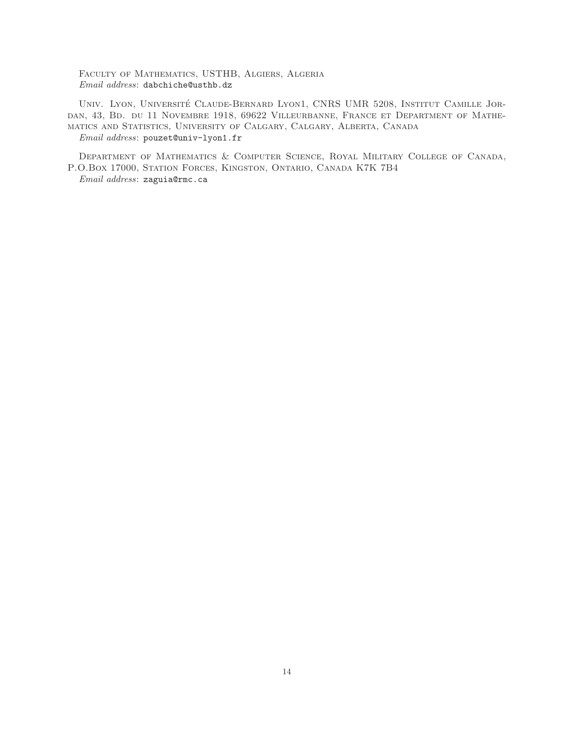Faculty of Mathematics, USTHB, Algiers, Algeria
*Email address*: dabchiche@usthb.dz

Univ. Lyon, Université Claude-Bernard Lyon1, CNRS UMR 5208, Institut Camille Jordan, 43, Bd. du 11 Novembre 1918, 69622 Villeurbanne, France et Department of Mathematics and Statistics, University of Calgary, Calgary, Alberta, Canada
*Email address*: pouzet@univ-lyon1.fr

Department of Mathematics & Computer Science, Royal Military College of Canada, P.O.Box 17000, Station Forces, Kingston, Ontario, Canada K7K 7B4
*Email address*: zaguia@rmc.ca